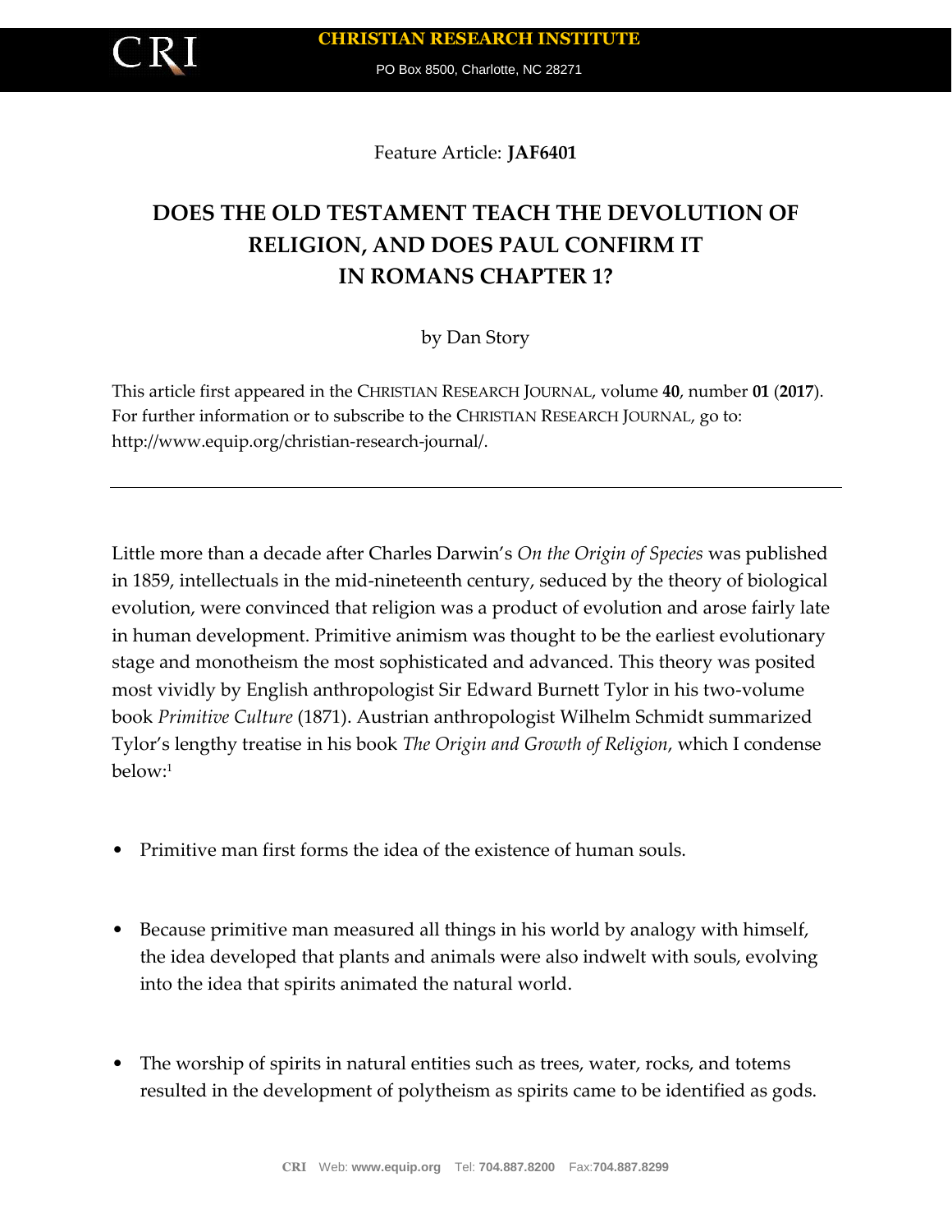Feature Article: **JAF6401**

# DOES THE OLD TESTAMENT TEACH THE DEVOLUTION OF RELIGION, AND DOES PAUL CONFIRM IT IN ROMANS CHAPTER 1?

by Dan Story

This article first appeared in the CHRISTIAN RESEARCH JOURNAL, volume **40**, number **01** (**2017**). For further information or to subscribe to the CHRISTIAN RESEARCH JOURNAL, go to: http://www.equip.org/christian-research-journal/.

---

Little more than a decade after Charles Darwin's *On the Origin of Species* was published in 1859, intellectuals in the mid-nineteenth century, seduced by the theory of biological evolution, were convinced that religion was a product of evolution and arose fairly late in human development. Primitive animism was thought to be the earliest evolutionary stage and monotheism the most sophisticated and advanced. This theory was posited most vividly by English anthropologist Sir Edward Burnett Tylor in his two-volume book *Primitive Culture* (1871). Austrian anthropologist Wilhelm Schmidt summarized Tylor's lengthy treatise in his book *The Origin and Growth of Religion*, which I condense below:[1]

- Primitive man first forms the idea of the existence of human souls.
- Because primitive man measured all things in his world by analogy with himself, the idea developed that plants and animals were also indwelt with souls, evolving into the idea that spirits animated the natural world.
- The worship of spirits in natural entities such as trees, water, rocks, and totems resulted in the development of polytheism as spirits came to be identified as gods.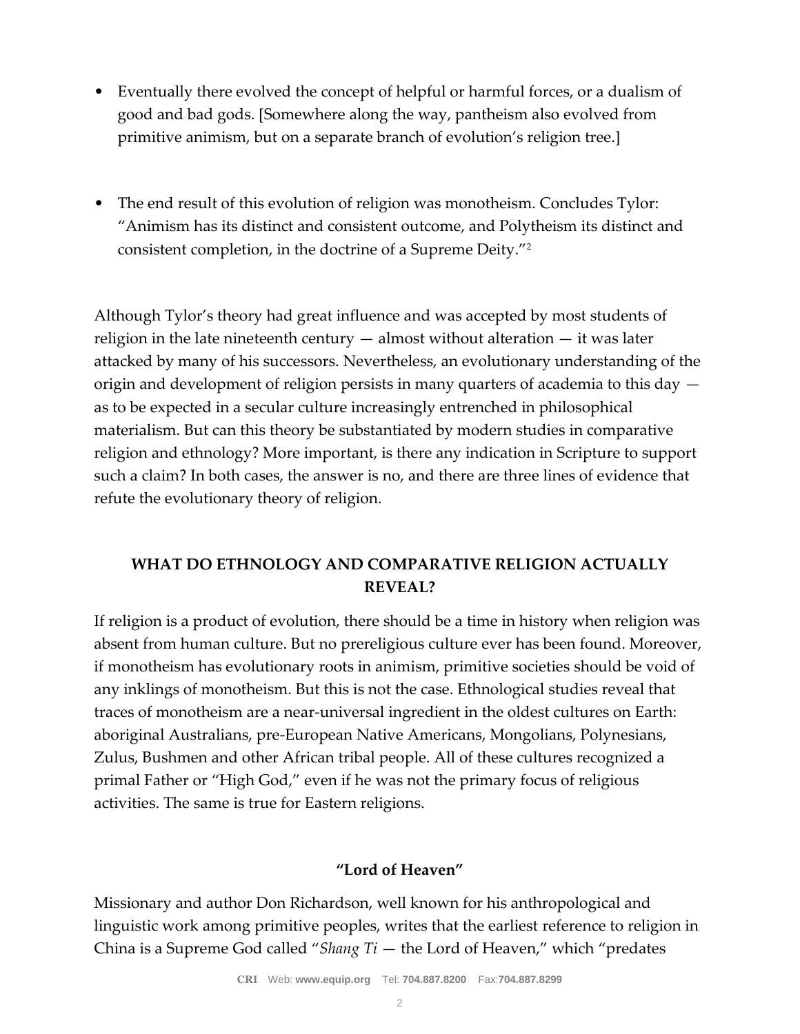- Eventually there evolved the concept of helpful or harmful forces, or a dualism of good and bad gods. [Somewhere along the way, pantheism also evolved from primitive animism, but on a separate branch of evolution's religion tree.]

- The end result of this evolution of religion was monotheism. Concludes Tylor: "Animism has its distinct and consistent outcome, and Polytheism its distinct and consistent completion, in the doctrine of a Supreme Deity."[2]

Although Tylor's theory had great influence and was accepted by most students of religion in the late nineteenth century — almost without alteration — it was later attacked by many of his successors. Nevertheless, an evolutionary understanding of the origin and development of religion persists in many quarters of academia to this day — as to be expected in a secular culture increasingly entrenched in philosophical materialism. But can this theory be substantiated by modern studies in comparative religion and ethnology? More important, is there any indication in Scripture to support such a claim? In both cases, the answer is no, and there are three lines of evidence that refute the evolutionary theory of religion.

## WHAT DO ETHNOLOGY AND COMPARATIVE RELIGION ACTUALLY REVEAL?

If religion is a product of evolution, there should be a time in history when religion was absent from human culture. But no prereligious culture ever has been found. Moreover, if monotheism has evolutionary roots in animism, primitive societies should be void of any inklings of monotheism. But this is not the case. Ethnological studies reveal that traces of monotheism are a near-universal ingredient in the oldest cultures on Earth: aboriginal Australians, pre-European Native Americans, Mongolians, Polynesians, Zulus, Bushmen and other African tribal people. All of these cultures recognized a primal Father or "High God," even if he was not the primary focus of religious activities. The same is true for Eastern religions.

### "Lord of Heaven"

Missionary and author Don Richardson, well known for his anthropological and linguistic work among primitive peoples, writes that the earliest reference to religion in China is a Supreme God called "*Shang Ti* — the Lord of Heaven," which "predates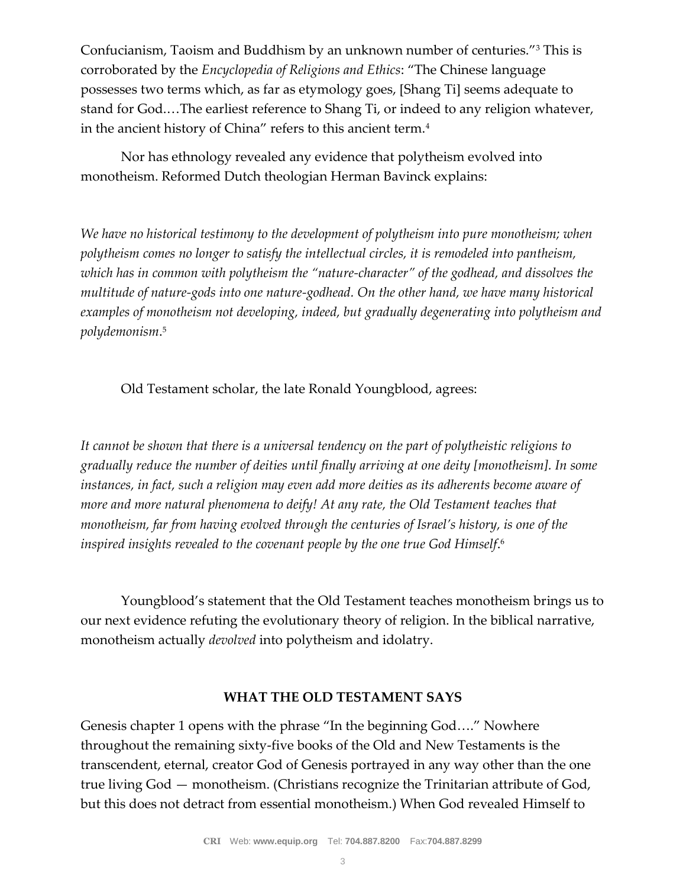Confucianism, Taoism and Buddhism by an unknown number of centuries."[3] This is corroborated by the *Encyclopedia of Religions and Ethics*: "The Chinese language possesses two terms which, as far as etymology goes, [Shang Ti] seems adequate to stand for God.…The earliest reference to Shang Ti, or indeed to any religion whatever, in the ancient history of China" refers to this ancient term.[4]

Nor has ethnology revealed any evidence that polytheism evolved into monotheism. Reformed Dutch theologian Herman Bavinck explains:

*We have no historical testimony to the development of polytheism into pure monotheism; when polytheism comes no longer to satisfy the intellectual circles, it is remodeled into pantheism, which has in common with polytheism the "nature-character" of the godhead, and dissolves the multitude of nature-gods into one nature-godhead. On the other hand, we have many historical examples of monotheism not developing, indeed, but gradually degenerating into polytheism and polydemonism.*[5]

Old Testament scholar, the late Ronald Youngblood, agrees:

*It cannot be shown that there is a universal tendency on the part of polytheistic religions to gradually reduce the number of deities until finally arriving at one deity [monotheism]. In some instances, in fact, such a religion may even add more deities as its adherents become aware of more and more natural phenomena to deify! At any rate, the Old Testament teaches that monotheism, far from having evolved through the centuries of Israel's history, is one of the inspired insights revealed to the covenant people by the one true God Himself.*[6]

Youngblood's statement that the Old Testament teaches monotheism brings us to our next evidence refuting the evolutionary theory of religion. In the biblical narrative, monotheism actually *devolved* into polytheism and idolatry.

## WHAT THE OLD TESTAMENT SAYS

Genesis chapter 1 opens with the phrase "In the beginning God…." Nowhere throughout the remaining sixty-five books of the Old and New Testaments is the transcendent, eternal, creator God of Genesis portrayed in any way other than the one true living God — monotheism. (Christians recognize the Trinitarian attribute of God, but this does not detract from essential monotheism.) When God revealed Himself to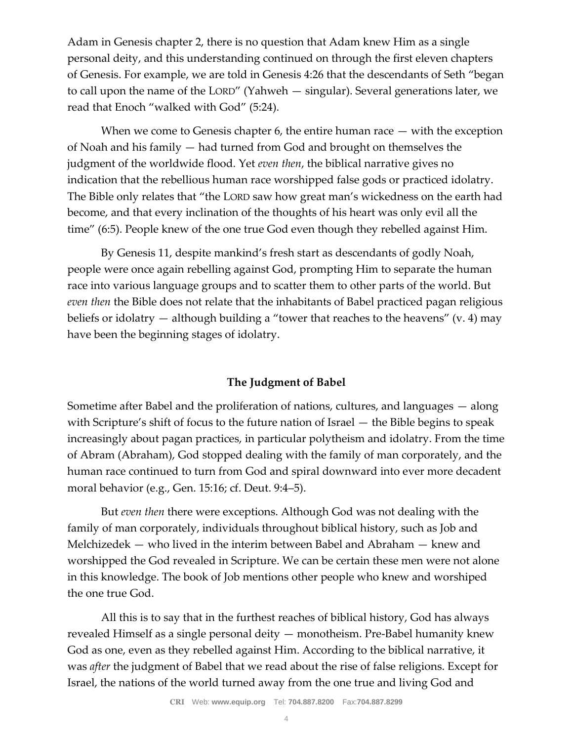Adam in Genesis chapter 2, there is no question that Adam knew Him as a single personal deity, and this understanding continued on through the first eleven chapters of Genesis. For example, we are told in Genesis 4:26 that the descendants of Seth "began to call upon the name of the LORD" (Yahweh — singular). Several generations later, we read that Enoch "walked with God" (5:24).

When we come to Genesis chapter 6, the entire human race — with the exception of Noah and his family — had turned from God and brought on themselves the judgment of the worldwide flood. Yet *even then*, the biblical narrative gives no indication that the rebellious human race worshipped false gods or practiced idolatry. The Bible only relates that "the LORD saw how great man's wickedness on the earth had become, and that every inclination of the thoughts of his heart was only evil all the time" (6:5). People knew of the one true God even though they rebelled against Him.

By Genesis 11, despite mankind's fresh start as descendants of godly Noah, people were once again rebelling against God, prompting Him to separate the human race into various language groups and to scatter them to other parts of the world. But *even then* the Bible does not relate that the inhabitants of Babel practiced pagan religious beliefs or idolatry — although building a "tower that reaches to the heavens" (v. 4) may have been the beginning stages of idolatry.

### The Judgment of Babel

Sometime after Babel and the proliferation of nations, cultures, and languages — along with Scripture's shift of focus to the future nation of Israel — the Bible begins to speak increasingly about pagan practices, in particular polytheism and idolatry. From the time of Abram (Abraham), God stopped dealing with the family of man corporately, and the human race continued to turn from God and spiral downward into ever more decadent moral behavior (e.g., Gen. 15:16; cf. Deut. 9:4–5).

But *even then* there were exceptions. Although God was not dealing with the family of man corporately, individuals throughout biblical history, such as Job and Melchizedek — who lived in the interim between Babel and Abraham — knew and worshipped the God revealed in Scripture. We can be certain these men were not alone in this knowledge. The book of Job mentions other people who knew and worshiped the one true God.

All this is to say that in the furthest reaches of biblical history, God has always revealed Himself as a single personal deity — monotheism. Pre-Babel humanity knew God as one, even as they rebelled against Him. According to the biblical narrative, it was *after* the judgment of Babel that we read about the rise of false religions. Except for Israel, the nations of the world turned away from the one true and living God and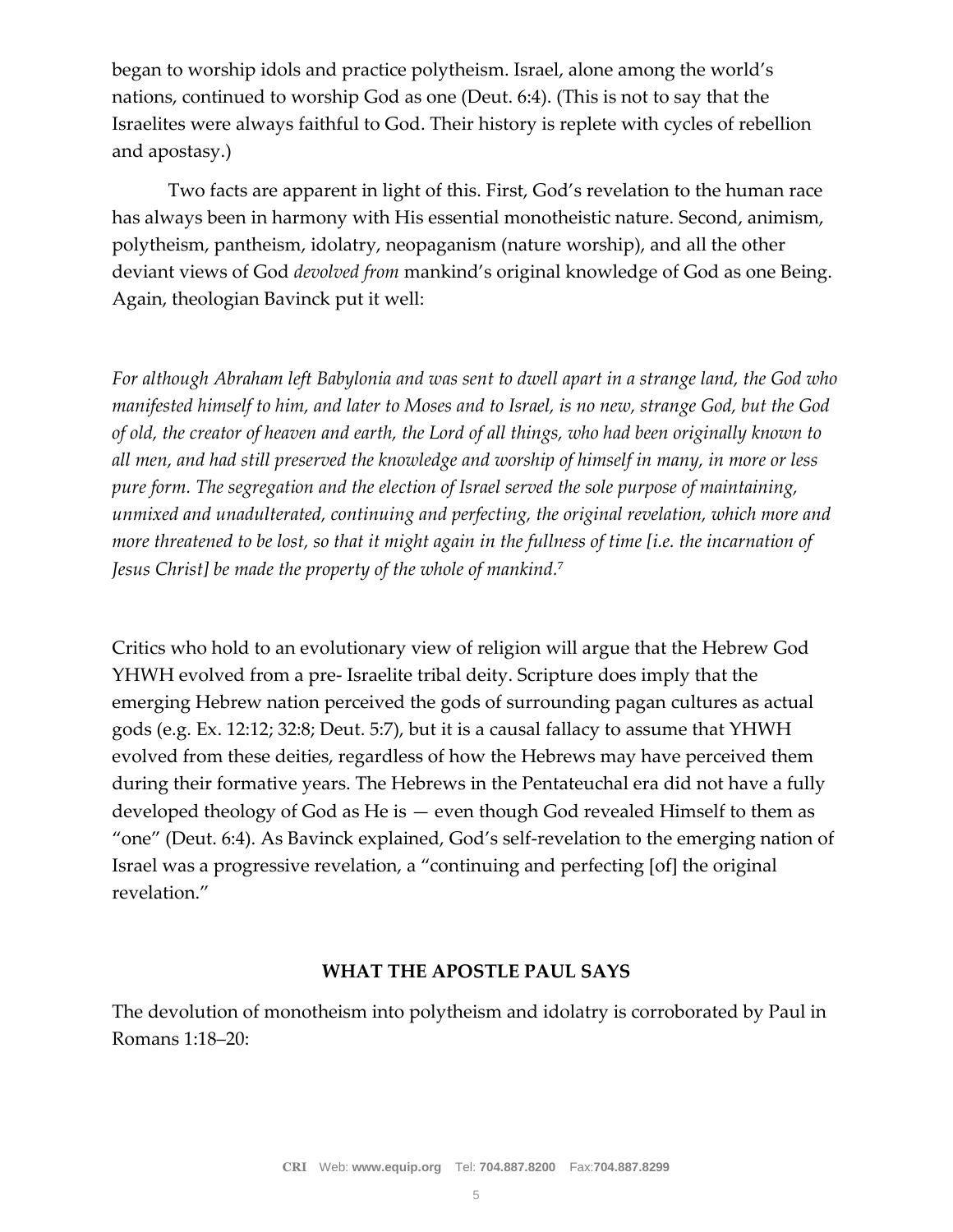began to worship idols and practice polytheism. Israel, alone among the world's nations, continued to worship God as one (Deut. 6:4). (This is not to say that the Israelites were always faithful to God. Their history is replete with cycles of rebellion and apostasy.)

Two facts are apparent in light of this. First, God's revelation to the human race has always been in harmony with His essential monotheistic nature. Second, animism, polytheism, pantheism, idolatry, neopaganism (nature worship), and all the other deviant views of God *devolved from* mankind's original knowledge of God as one Being. Again, theologian Bavinck put it well:

*For although Abraham left Babylonia and was sent to dwell apart in a strange land, the God who manifested himself to him, and later to Moses and to Israel, is no new, strange God, but the God of old, the creator of heaven and earth, the Lord of all things, who had been originally known to all men, and had still preserved the knowledge and worship of himself in many, in more or less pure form. The segregation and the election of Israel served the sole purpose of maintaining, unmixed and unadulterated, continuing and perfecting, the original revelation, which more and more threatened to be lost, so that it might again in the fullness of time [i.e. the incarnation of Jesus Christ] be made the property of the whole of mankind.*[7]

Critics who hold to an evolutionary view of religion will argue that the Hebrew God YHWH evolved from a pre- Israelite tribal deity. Scripture does imply that the emerging Hebrew nation perceived the gods of surrounding pagan cultures as actual gods (e.g. Ex. 12:12; 32:8; Deut. 5:7), but it is a causal fallacy to assume that YHWH evolved from these deities, regardless of how the Hebrews may have perceived them during their formative years. The Hebrews in the Pentateuchal era did not have a fully developed theology of God as He is — even though God revealed Himself to them as "one" (Deut. 6:4). As Bavinck explained, God's self-revelation to the emerging nation of Israel was a progressive revelation, a "continuing and perfecting [of] the original revelation."

## WHAT THE APOSTLE PAUL SAYS

The devolution of monotheism into polytheism and idolatry is corroborated by Paul in Romans 1:18–20: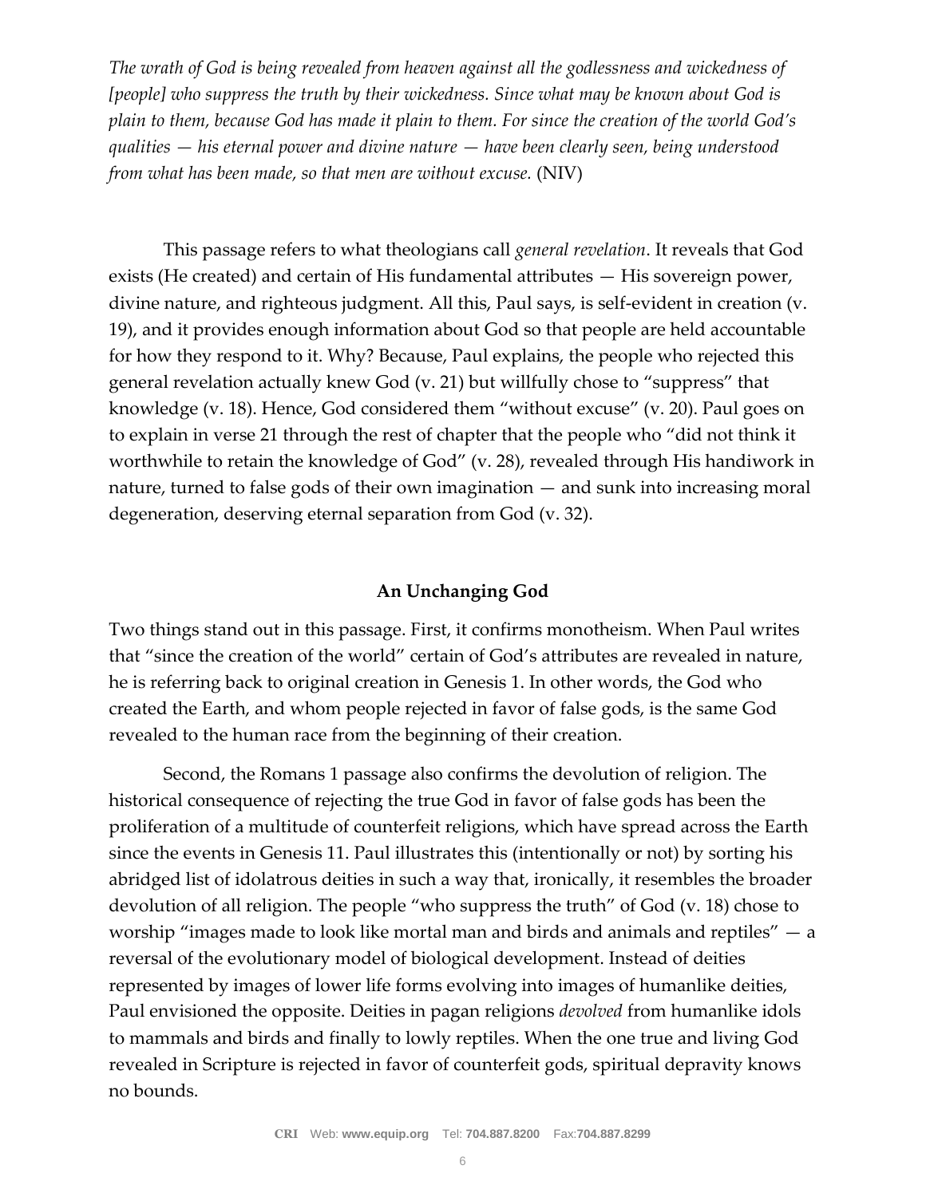*The wrath of God is being revealed from heaven against all the godlessness and wickedness of [people] who suppress the truth by their wickedness. Since what may be known about God is plain to them, because God has made it plain to them. For since the creation of the world God's qualities — his eternal power and divine nature — have been clearly seen, being understood from what has been made, so that men are without excuse.* (NIV)

This passage refers to what theologians call *general revelation*. It reveals that God exists (He created) and certain of His fundamental attributes — His sovereign power, divine nature, and righteous judgment. All this, Paul says, is self-evident in creation (v. 19), and it provides enough information about God so that people are held accountable for how they respond to it. Why? Because, Paul explains, the people who rejected this general revelation actually knew God (v. 21) but willfully chose to "suppress" that knowledge (v. 18). Hence, God considered them "without excuse" (v. 20). Paul goes on to explain in verse 21 through the rest of chapter that the people who "did not think it worthwhile to retain the knowledge of God" (v. 28), revealed through His handiwork in nature, turned to false gods of their own imagination — and sunk into increasing moral degeneration, deserving eternal separation from God (v. 32).

**An Unchanging God**

Two things stand out in this passage. First, it confirms monotheism. When Paul writes that "since the creation of the world" certain of God's attributes are revealed in nature, he is referring back to original creation in Genesis 1. In other words, the God who created the Earth, and whom people rejected in favor of false gods, is the same God revealed to the human race from the beginning of their creation.

Second, the Romans 1 passage also confirms the devolution of religion. The historical consequence of rejecting the true God in favor of false gods has been the proliferation of a multitude of counterfeit religions, which have spread across the Earth since the events in Genesis 11. Paul illustrates this (intentionally or not) by sorting his abridged list of idolatrous deities in such a way that, ironically, it resembles the broader devolution of all religion. The people "who suppress the truth" of God (v. 18) chose to worship "images made to look like mortal man and birds and animals and reptiles" — a reversal of the evolutionary model of biological development. Instead of deities represented by images of lower life forms evolving into images of humanlike deities, Paul envisioned the opposite. Deities in pagan religions *devolved* from humanlike idols to mammals and birds and finally to lowly reptiles. When the one true and living God revealed in Scripture is rejected in favor of counterfeit gods, spiritual depravity knows no bounds.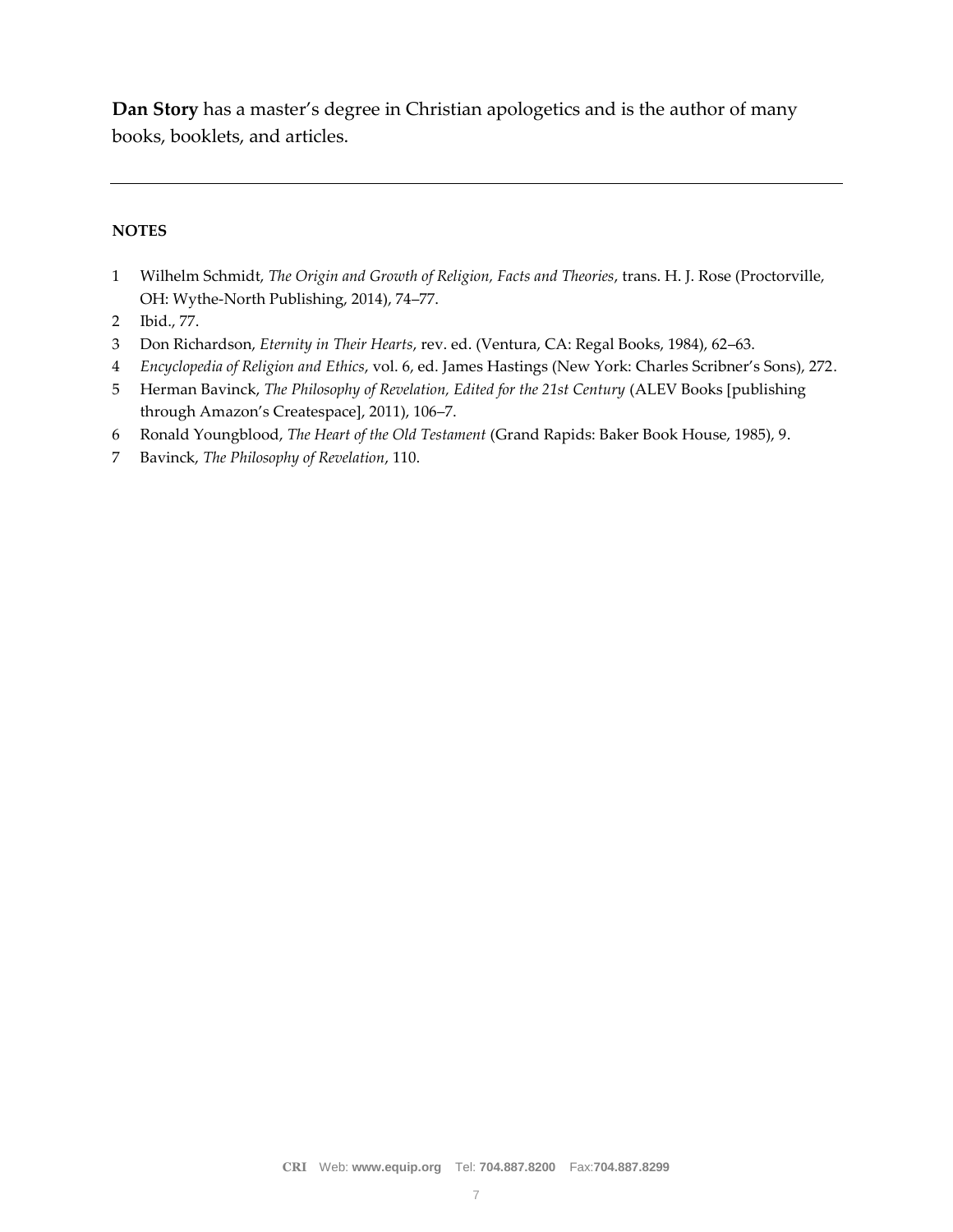**Dan Story** has a master's degree in Christian apologetics and is the author of many books, booklets, and articles.

---

**NOTES**

1. Wilhelm Schmidt, *The Origin and Growth of Religion, Facts and Theories*, trans. H. J. Rose (Proctorville, OH: Wythe-North Publishing, 2014), 74–77.
2. Ibid., 77.
3. Don Richardson, *Eternity in Their Hearts*, rev. ed. (Ventura, CA: Regal Books, 1984), 62–63.
4. *Encyclopedia of Religion and Ethics*, vol. 6, ed. James Hastings (New York: Charles Scribner's Sons), 272.
5. Herman Bavinck, *The Philosophy of Revelation, Edited for the 21st Century* (ALEV Books [publishing through Amazon's Createspace], 2011), 106–7.
6. Ronald Youngblood, *The Heart of the Old Testament* (Grand Rapids: Baker Book House, 1985), 9.
7. Bavinck, *The Philosophy of Revelation*, 110.